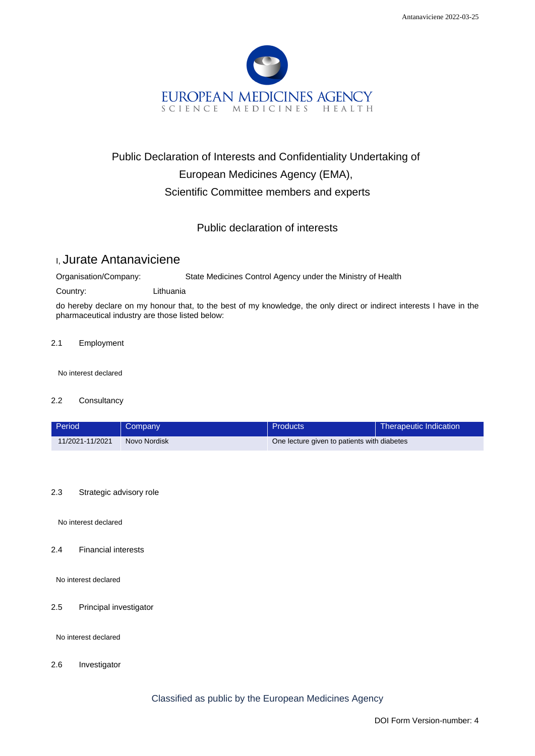EUROPEAN MEDICINES AGENCY

SCIENCE MEDICINES HEALTH

# Public Declaration of Interests and Confidentiality Undertaking of European Medicines Agency (EMA), Scientific Committee members and experts

## Public declaration of interests

I, **Jurate Antanaviciene**

Organisation/Company: State Medicines Control Agency under the Ministry of Health

Country: Lithuania

do hereby declare on my honour that, to the best of my knowledge, the only direct or indirect interests I have in the pharmaceutical industry are those listed below:

### 2.1 Employment

No interest declared

### 2.2 Consultancy

| Period | Company | Products | Therapeutic Indication |
|---|---|---|---|
| 11/2021-11/2021 | Novo Nordisk | One lecture given to patients with diabetes | |

### 2.3 Strategic advisory role

No interest declared

### 2.4 Financial interests

No interest declared

### 2.5 Principal investigator

No interest declared

### 2.6 Investigator

Classified as public by the European Medicines Agency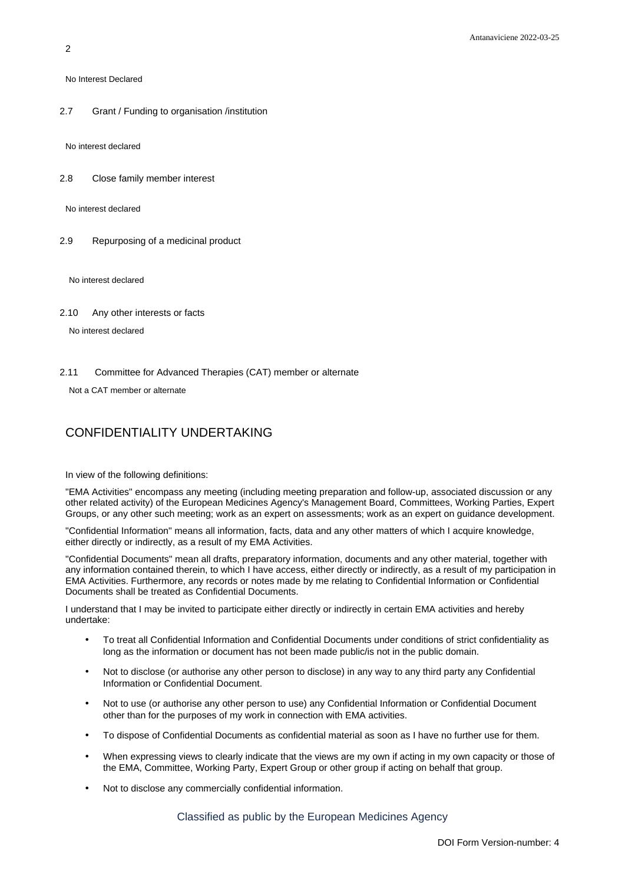No Interest Declared

2.7 Grant / Funding to organisation /institution

No interest declared

2.8 Close family member interest

No interest declared

2.9 Repurposing of a medicinal product

No interest declared

2.10 Any other interests or facts

No interest declared

2.11 Committee for Advanced Therapies (CAT) member or alternate

Not a CAT member or alternate

## CONFIDENTIALITY UNDERTAKING

In view of the following definitions:

"EMA Activities" encompass any meeting (including meeting preparation and follow-up, associated discussion or any other related activity) of the European Medicines Agency's Management Board, Committees, Working Parties, Expert Groups, or any other such meeting; work as an expert on assessments; work as an expert on guidance development.

"Confidential Information" means all information, facts, data and any other matters of which I acquire knowledge, either directly or indirectly, as a result of my EMA Activities.

"Confidential Documents" mean all drafts, preparatory information, documents and any other material, together with any information contained therein, to which I have access, either directly or indirectly, as a result of my participation in EMA Activities. Furthermore, any records or notes made by me relating to Confidential Information or Confidential Documents shall be treated as Confidential Documents.

I understand that I may be invited to participate either directly or indirectly in certain EMA activities and hereby undertake:

- To treat all Confidential Information and Confidential Documents under conditions of strict confidentiality as long as the information or document has not been made public/is not in the public domain.
- Not to disclose (or authorise any other person to disclose) in any way to any third party any Confidential Information or Confidential Document.
- Not to use (or authorise any other person to use) any Confidential Information or Confidential Document other than for the purposes of my work in connection with EMA activities.
- To dispose of Confidential Documents as confidential material as soon as I have no further use for them.
- When expressing views to clearly indicate that the views are my own if acting in my own capacity or those of the EMA, Committee, Working Party, Expert Group or other group if acting on behalf that group.
- Not to disclose any commercially confidential information.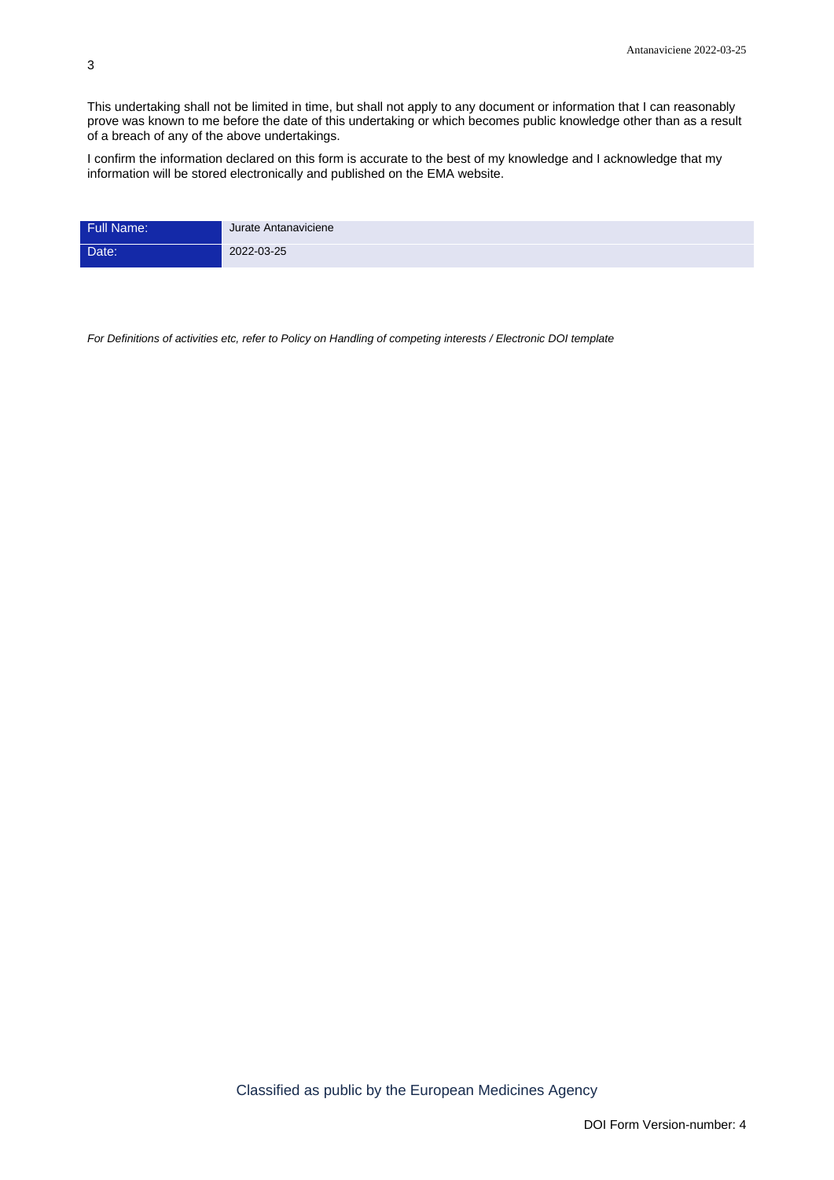This undertaking shall not be limited in time, but shall not apply to any document or information that I can reasonably prove was known to me before the date of this undertaking or which becomes public knowledge other than as a result of a breach of any of the above undertakings.

I confirm the information declared on this form is accurate to the best of my knowledge and I acknowledge that my information will be stored electronically and published on the EMA website.

| | |
|---|---|
| Full Name: | Jurate Antanaviciene |
| Date: | 2022-03-25 |

*For Definitions of activities etc, refer to Policy on Handling of competing interests / Electronic DOI template*

Classified as public by the European Medicines Agency